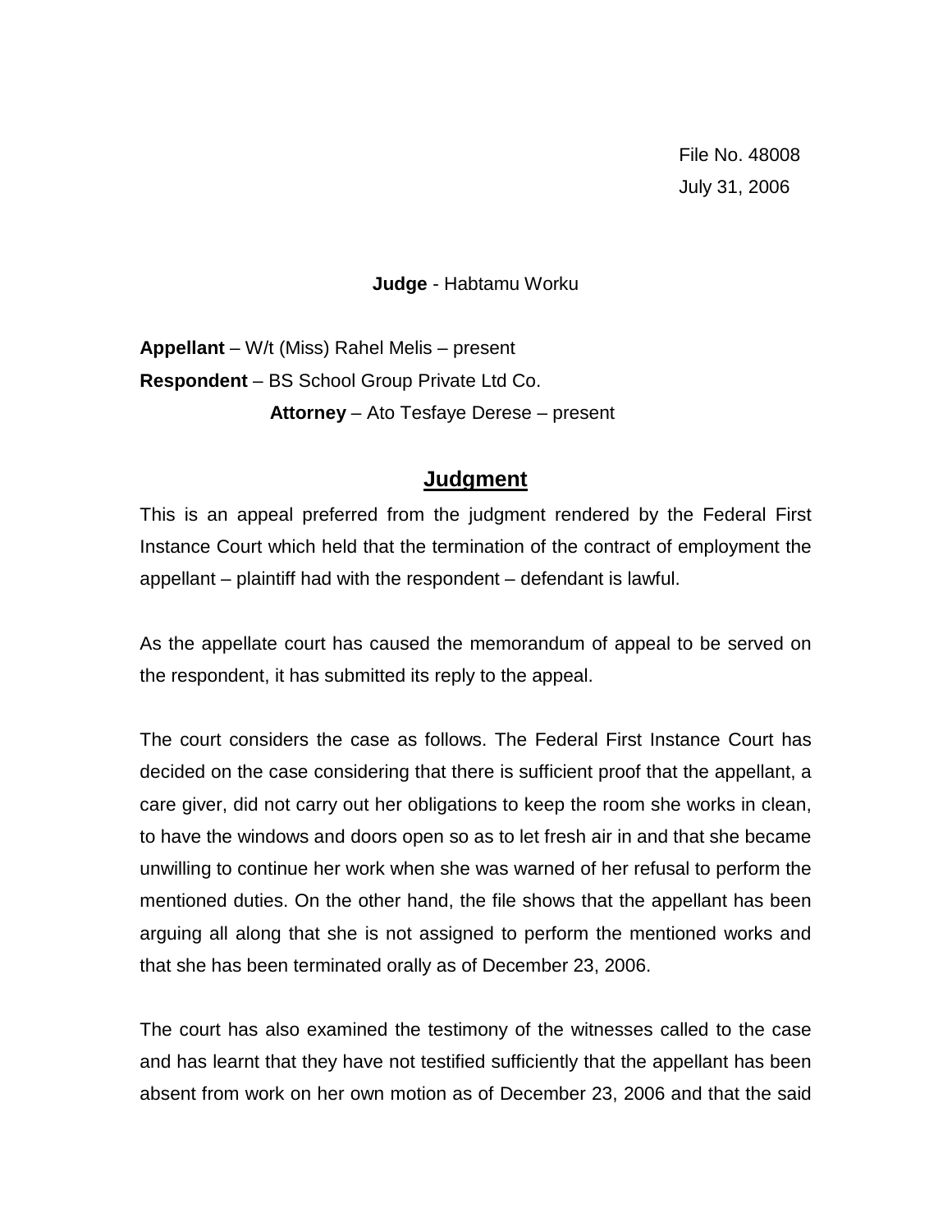File No. 48008
July 31, 2006

**Judge** - Habtamu Worku

**Appellant** – W/t (Miss) Rahel Melis – present
**Respondent** – BS School Group Private Ltd Co.
**Attorney** – Ato Tesfaye Derese – present

## Judgment

This is an appeal preferred from the judgment rendered by the Federal First Instance Court which held that the termination of the contract of employment the appellant – plaintiff had with the respondent – defendant is lawful.

As the appellate court has caused the memorandum of appeal to be served on the respondent, it has submitted its reply to the appeal.

The court considers the case as follows. The Federal First Instance Court has decided on the case considering that there is sufficient proof that the appellant, a care giver, did not carry out her obligations to keep the room she works in clean, to have the windows and doors open so as to let fresh air in and that she became unwilling to continue her work when she was warned of her refusal to perform the mentioned duties. On the other hand, the file shows that the appellant has been arguing all along that she is not assigned to perform the mentioned works and that she has been terminated orally as of December 23, 2006.

The court has also examined the testimony of the witnesses called to the case and has learnt that they have not testified sufficiently that the appellant has been absent from work on her own motion as of December 23, 2006 and that the said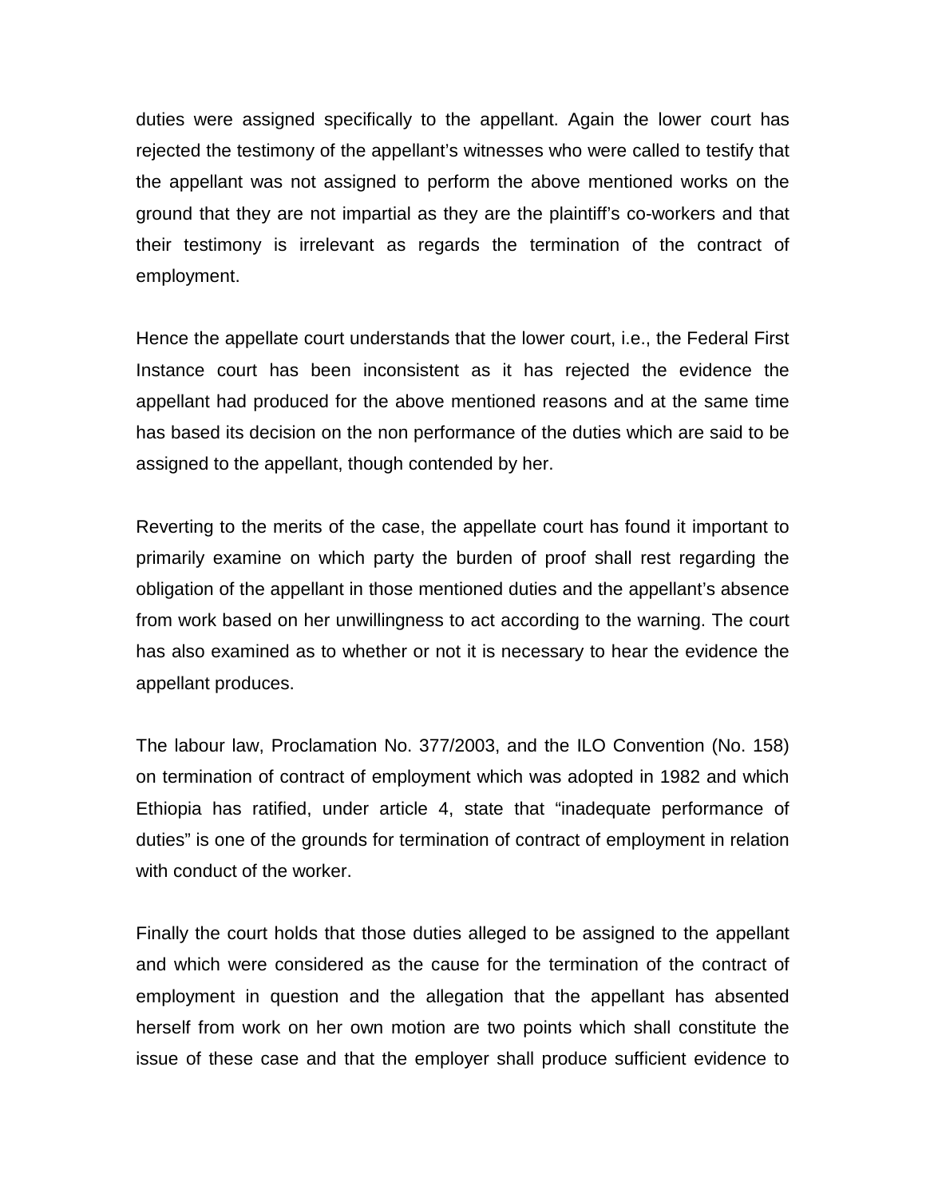duties were assigned specifically to the appellant. Again the lower court has rejected the testimony of the appellant's witnesses who were called to testify that the appellant was not assigned to perform the above mentioned works on the ground that they are not impartial as they are the plaintiff's co-workers and that their testimony is irrelevant as regards the termination of the contract of employment.

Hence the appellate court understands that the lower court, i.e., the Federal First Instance court has been inconsistent as it has rejected the evidence the appellant had produced for the above mentioned reasons and at the same time has based its decision on the non performance of the duties which are said to be assigned to the appellant, though contended by her.

Reverting to the merits of the case, the appellate court has found it important to primarily examine on which party the burden of proof shall rest regarding the obligation of the appellant in those mentioned duties and the appellant's absence from work based on her unwillingness to act according to the warning. The court has also examined as to whether or not it is necessary to hear the evidence the appellant produces.

The labour law, Proclamation No. 377/2003, and the ILO Convention (No. 158) on termination of contract of employment which was adopted in 1982 and which Ethiopia has ratified, under article 4, state that "inadequate performance of duties" is one of the grounds for termination of contract of employment in relation with conduct of the worker.

Finally the court holds that those duties alleged to be assigned to the appellant and which were considered as the cause for the termination of the contract of employment in question and the allegation that the appellant has absented herself from work on her own motion are two points which shall constitute the issue of these case and that the employer shall produce sufficient evidence to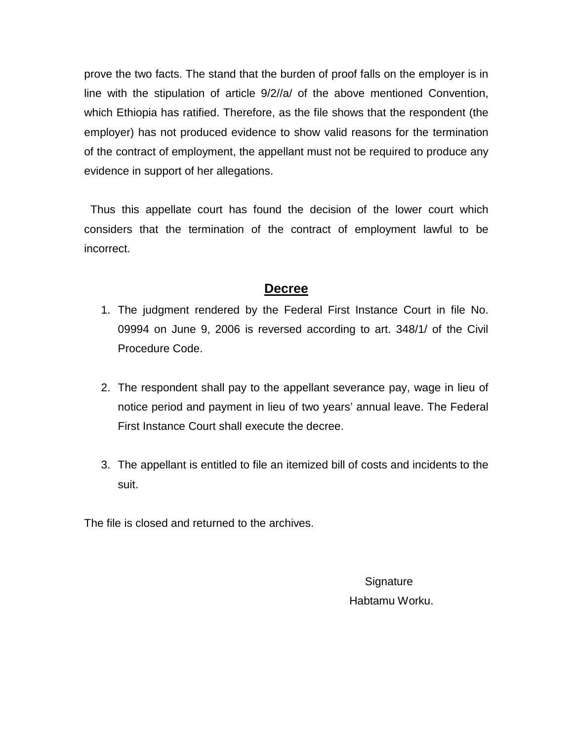prove the two facts. The stand that the burden of proof falls on the employer is in line with the stipulation of article 9/2//a/ of the above mentioned Convention, which Ethiopia has ratified. Therefore, as the file shows that the respondent (the employer) has not produced evidence to show valid reasons for the termination of the contract of employment, the appellant must not be required to produce any evidence in support of her allegations.

Thus this appellate court has found the decision of the lower court which considers that the termination of the contract of employment lawful to be incorrect.

## **Decree**

1. The judgment rendered by the Federal First Instance Court in file No. 09994 on June 9, 2006 is reversed according to art. 348/1/ of the Civil Procedure Code.

2. The respondent shall pay to the appellant severance pay, wage in lieu of notice period and payment in lieu of two years' annual leave. The Federal First Instance Court shall execute the decree.

3. The appellant is entitled to file an itemized bill of costs and incidents to the suit.

The file is closed and returned to the archives.

Signature

Habtamu Worku.